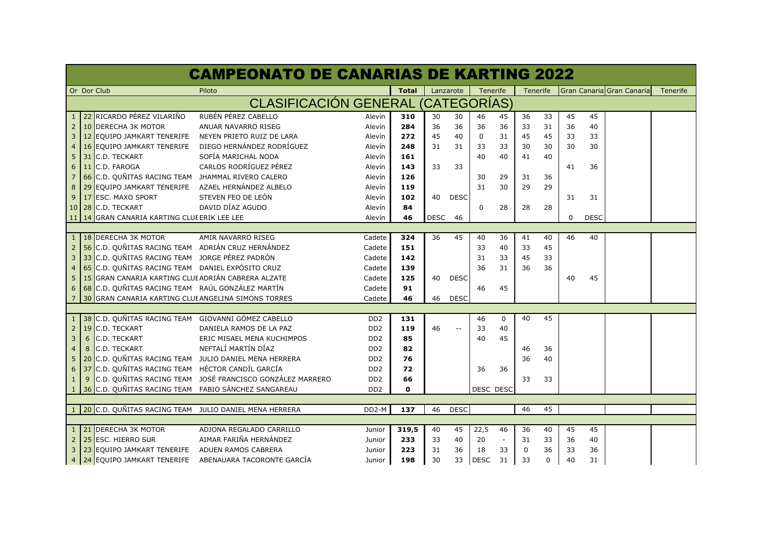# CAMPEONATO DE CANARIAS DE KARTING 2022

| Or | Dor | Club | Piloto | | Total | Lanzarote | | Tenerife | | Tenerife | | Gran Canaria | Gran Canaria | | Tenerife |
|---|---|---|---|---|---|---|---|---|---|---|---|---|---|---|---|
| CLASIFICACIÓN GENERAL (CATEGORÍAS) | | | | | | | | | | | | | | | |
| 1 | 22 | RICARDO PÉREZ VILARIÑO | RUBÉN PÉREZ CABELLO | Alevín | 310 | 30 | 30 | 46 | 45 | 36 | 33 | 45 | 45 | | |
| 2 | 10 | DERECHA 3K MOTOR | ANUAR NAVARRO RISEG | Alevín | 284 | 36 | 36 | 36 | 36 | 33 | 31 | 36 | 40 | | |
| 3 | 12 | EQUIPO JAMKART TENERIFE | NEYEN PRIETO RUIZ DE LARA | Alevín | 272 | 45 | 40 | 0 | 31 | 45 | 45 | 33 | 33 | | |
| 4 | 16 | EQUIPO JAMKART TENERIFE | DIEGO HERNÁNDEZ RODRÍGUEZ | Alevín | 248 | 31 | 31 | 33 | 33 | 30 | 30 | 30 | 30 | | |
| 5 | 31 | C.D. TECKART | SOFÍA MARICHAL NODA | Alevín | 161 | | | 40 | 40 | 41 | 40 | | | | |
| 6 | 11 | C.D. FAROGA | CARLOS RODRÍGUEZ PÉREZ | Alevín | 143 | 33 | 33 | | | | | 41 | 36 | | |
| 7 | 66 | C.D. QUÑITAS RACING TEAM | JHAMMAL RIVERO CALERO | Alevín | 126 | | | 30 | 29 | 31 | 36 | | | | |
| 8 | 29 | EQUIPO JAMKART TENERIFE | AZAEL HERNÁNDEZ ALBELO | Alevín | 119 | | | 31 | 30 | 29 | 29 | | | | |
| 9 | 17 | ESC. MAXO SPORT | STEVEN FEO DE LEÓN | Alevín | 102 | 40 | DESC | | | | | 31 | 31 | | |
| 10 | 28 | C.D. TECKART | DAVID DÍAZ AGUDO | Alevín | 84 | | | 0 | 28 | 28 | 28 | | | | |
| 11 | 14 | GRAN CANARIA KARTING CLUE | ERIK LEE LEE | Alevín | 46 | DESC | 46 | | | | | 0 | DESC | | |
| | | | | | | | | | | | | | | | |
| 1 | 18 | DERECHA 3K MOTOR | AMIR NAVARRO RISEG | Cadete | 324 | 36 | 45 | 40 | 36 | 41 | 40 | 46 | 40 | | |
| 2 | 56 | C.D. QUÑITAS RACING TEAM | ADRIÁN CRUZ HERNÁNDEZ | Cadete | 151 | | | 33 | 40 | 33 | 45 | | | | |
| 3 | 33 | C.D. QUÑITAS RACING TEAM | JORGE PÉREZ PADRÓN | Cadete | 142 | | | 31 | 33 | 45 | 33 | | | | |
| 4 | 65 | C.D. QUÑITAS RACING TEAM | DANIEL EXPÓSITO CRUZ | Cadete | 139 | | | 36 | 31 | 36 | 36 | | | | |
| 5 | 15 | GRAN CANARIA KARTING CLUE | ADRIÁN CABRERA ALZATE | Cadete | 125 | 40 | DESC | | | | | 40 | 45 | | |
| 6 | 68 | C.D. QUÑITAS RACING TEAM | RAÚL GONZÁLEZ MARTÍN | Cadete | 91 | | | 46 | 45 | | | | | | |
| 7 | 30 | GRAN CANARIA KARTING CLUE | ANGELINA SIMONS TORRES | Cadete | 46 | 46 | DESC | | | | | | | | |
| | | | | | | | | | | | | | | | |
| 1 | 38 | C.D. QUÑITAS RACING TEAM | GIOVANNI GÓMEZ CABELLO | DD2 | 131 | | | 46 | 0 | 40 | 45 | | | | |
| 2 | 19 | C.D. TECKART | DANIELA RAMOS DE LA PAZ | DD2 | 119 | 46 | -- | 33 | 40 | | | | | | |
| 3 | 6 | C.D. TECKART | ERIC MISAEL MENA KUCHIMPOS | DD2 | 85 | | | 40 | 45 | | | | | | |
| 4 | 8 | C.D. TECKART | NEFTALÍ MARTÍN DÍAZ | DD2 | 82 | | | | | 46 | 36 | | | | |
| 5 | 20 | C.D. QUÑITAS RACING TEAM | JULIO DANIEL MENA HERRERA | DD2 | 76 | | | | | 36 | 40 | | | | |
| 6 | 37 | C.D. QUÑITAS RACING TEAM | HÉCTOR CANDÍL GARCÍA | DD2 | 72 | | | 36 | 36 | | | | | | |
| 1 | 9 | C.D. QUÑITAS RACING TEAM | JOSÉ FRANCISCO GONZÁLEZ MARRERO | DD2 | 66 | | | | | 33 | 33 | | | | |
| 1 | 36 | C.D. QUÑITAS RACING TEAM | FABIO SÁNCHEZ SANGAREAU | DD2 | 0 | | | DESC | DESC | | | | | | |
| | | | | | | | | | | | | | | | |
| 1 | 20 | C.D. QUÑITAS RACING TEAM | JULIO DANIEL MENA HERRERA | DD2-M | 137 | 46 | DESC | | | 46 | 45 | | | | |
| | | | | | | | | | | | | | | | |
| 1 | 21 | DERECHA 3K MOTOR | ADJONA REGALADO CARRILLO | Junior | 319,5 | 40 | 45 | 22,5 | 46 | 36 | 40 | 45 | 45 | | |
| 2 | 25 | ESC. HIERRO SUR | AIMAR FARIÑA HERNÁNDEZ | Junior | 233 | 33 | 40 | 20 | - | 31 | 33 | 36 | 40 | | |
| 3 | 23 | EQUIPO JAMKART TENERIFE | ADUEN RAMOS CABRERA | Junior | 223 | 31 | 36 | 18 | 33 | 0 | 36 | 33 | 36 | | |
| 4 | 24 | EQUIPO JAMKART TENERIFE | ABENAUARA TACORONTE GARCÍA | Junior | 198 | 30 | 33 | DESC | 31 | 33 | 0 | 40 | 31 | | |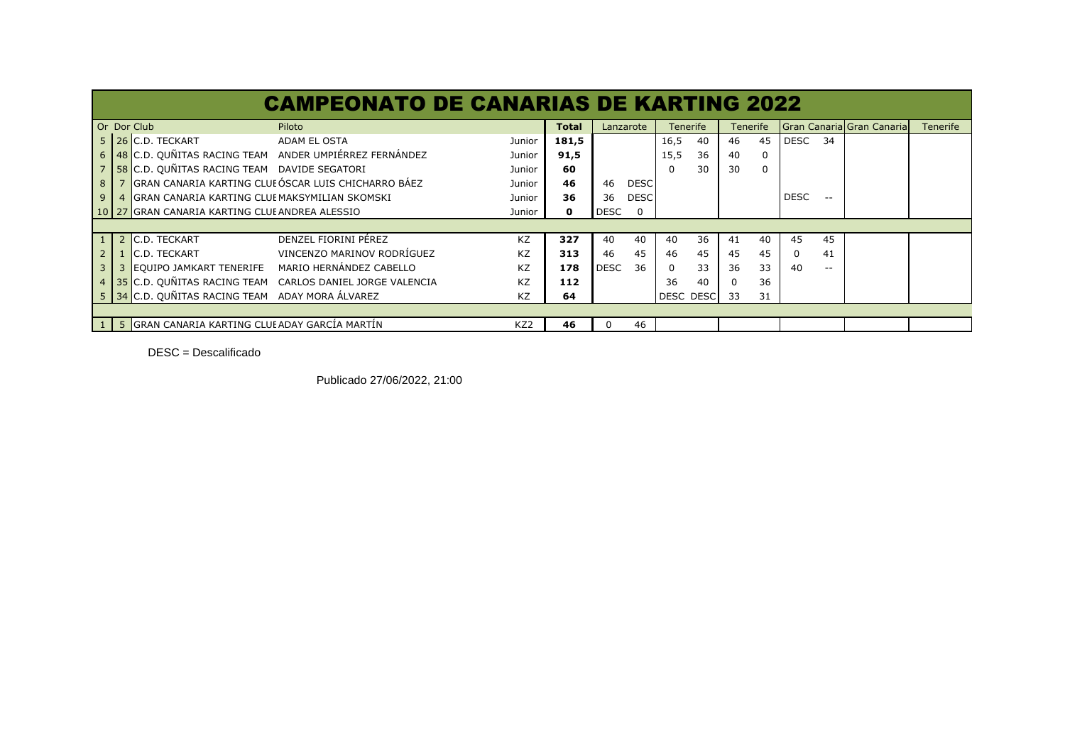# CAMPEONATO DE CANARIAS DE KARTING 2022

| Or | Dor | Club | Piloto | | Total | Lanzarote | | Tenerife | | Tenerife | | Gran Canaria | | Gran Canaria | Tenerife |
|---|---|---|---|---|---|---|---|---|---|---|---|---|---|---|---|
| 5 | 26 | C.D. TECKART | ADAM EL OSTA | Junior | **181,5** | | | 16,5 | 40 | 46 | 45 | DESC | 34 | | |
| 6 | 48 | C.D. QUÑITAS RACING TEAM | ANDER UMPIÉRREZ FERNÁNDEZ | Junior | **91,5** | | | 15,5 | 36 | 40 | 0 | | | | |
| 7 | 58 | C.D. QUÑITAS RACING TEAM | DAVIDE SEGATORI | Junior | **60** | | | 0 | 30 | 30 | 0 | | | | |
| 8 | 7 | GRAN CANARIA KARTING CLUB | ÓSCAR LUIS CHICHARRO BÁEZ | Junior | **46** | 46 | DESC | | | | | | | | |
| 9 | 4 | GRAN CANARIA KARTING CLUB | MAKSYMILIAN SKOMSKI | Junior | **36** | 36 | DESC | | | | | DESC | -- | | |
| 10 | 27 | GRAN CANARIA KARTING CLUB | ANDREA ALESSIO | Junior | **0** | DESC | 0 | | | | | | | | |
| | | | | | | | | | | | | | | | |
| 1 | 2 | C.D. TECKART | DENZEL FIORINI PÉREZ | KZ | **327** | 40 | 40 | 40 | 36 | 41 | 40 | 45 | 45 | | |
| 2 | 1 | C.D. TECKART | VINCENZO MARINOV RODRÍGUEZ | KZ | **313** | 46 | 45 | 46 | 45 | 45 | 45 | 0 | 41 | | |
| 3 | 3 | EQUIPO JAMKART TENERIFE | MARIO HERNÁNDEZ CABELLO | KZ | **178** | DESC | 36 | 0 | 33 | 36 | 33 | 40 | -- | | |
| 4 | 35 | C.D. QUÑITAS RACING TEAM | CARLOS DANIEL JORGE VALENCIA | KZ | **112** | | | 36 | 40 | 0 | 36 | | | | |
| 5 | 34 | C.D. QUÑITAS RACING TEAM | ADAY MORA ÁLVAREZ | KZ | **64** | | | DESC | DESC | 33 | 31 | | | | |
| | | | | | | | | | | | | | | | |
| 1 | 5 | GRAN CANARIA KARTING CLUB | ADAY GARCÍA MARTÍN | KZ2 | **46** | 0 | 46 | | | | | | | | |

DESC = Descalificado

Publicado 27/06/2022, 21:00